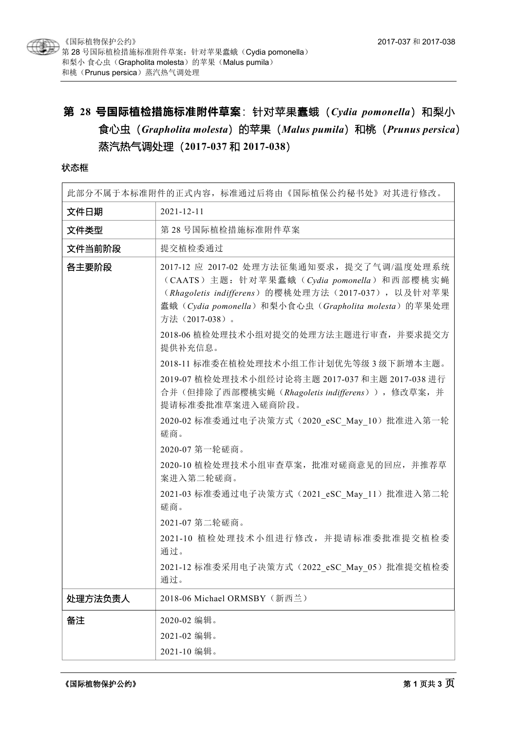# 第 28 号国际植检措施标准附件草案：针对苹果蠹蛾（*Cydia pomonella*）和梨小食心虫（*Grapholita molesta*）的苹果（*Malus pumila*）和桃（*Prunus persica*）蒸汽热气调处理（2017-037 和 2017-038）

**状态框**

| 此部分不属于本标准附件的正式内容，标准通过后将由《国际植保公约秘书处》对其进行修改。 | |
|---|---|
| **文件日期** | 2021-12-11 |
| **文件类型** | 第 28 号国际植检措施标准附件草案 |
| **文件当前阶段** | 提交植检委通过 |
| **各主要阶段** | 2017-12 应 2017-02 处理方法征集通知要求，提交了气调/温度处理系统（CAATS）主题：针对苹果蠹蛾（*Cydia pomonella*）和西部樱桃实蝇（*Rhagoletis indifferens*）的樱桃处理方法（2017-037），以及针对苹果蠹蛾（*Cydia pomonella*）和梨小食心虫（*Grapholita molesta*）的苹果处理方法（2017-038）。<br>2018-06 植检处理技术小组对提交的处理方法主题进行审查，并要求提交方提供补充信息。<br>2018-11 标准委在植检处理技术小组工作计划优先等级 3 级下新增本主题。<br>2019-07 植检处理技术小组经讨论将主题 2017-037 和主题 2017-038 进行合并（但排除了西部樱桃实蝇（*Rhagoletis indifferens*）），修改草案，并提请标准委批准草案进入磋商阶段。<br>2020-02 标准委通过电子决策方式（2020_eSC_May_10）批准进入第一轮磋商。<br>2020-07 第一轮磋商。<br>2020-10 植检处理技术小组审查草案，批准对磋商意见的回应，并推荐草案进入第二轮磋商。<br>2021-03 标准委通过电子决策方式（2021_eSC_May_11）批准进入第二轮磋商。<br>2021-07 第二轮磋商。<br>2021-10 植检处理技术小组进行修改，并提请标准委批准提交植检委通过。<br>2021-12 标准委采用电子决策方式（2022_eSC_May_05）批准提交植检委通过。 |
| **处理方法负责人** | 2018-06 Michael ORMSBY（新西兰） |
| **备注** | 2020-02 编辑。<br>2021-02 编辑。<br>2021-10 编辑。 |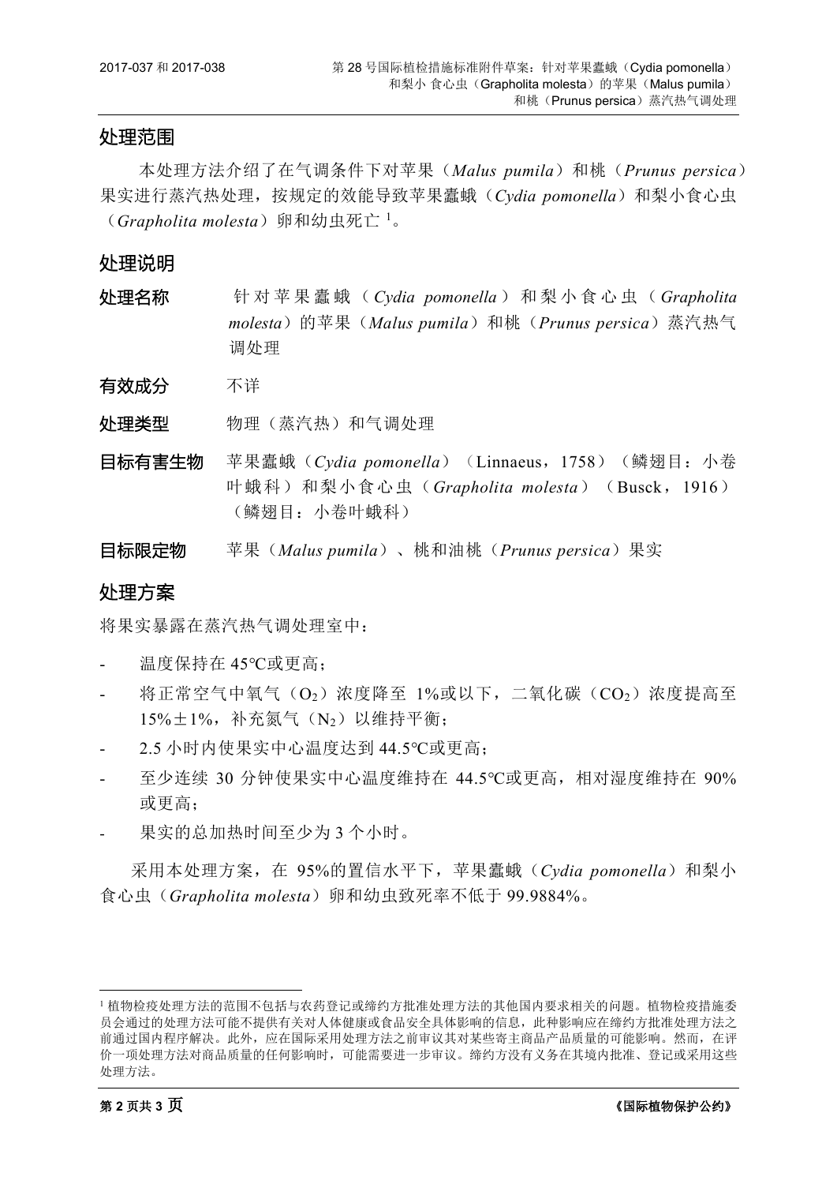## 处理范围

本处理方法介绍了在气调条件下对苹果（*Malus pumila*）和桃（*Prunus persica*）果实进行蒸汽热处理，按规定的效能导致苹果蠹蛾（*Cydia pomonella*）和梨小食心虫（*Grapholita molesta*）卵和幼虫死亡[1]。

## 处理说明

**处理名称** 针对苹果蠹蛾（*Cydia pomonella*）和梨小食心虫（*Grapholita molesta*）的苹果（*Malus pumila*）和桃（*Prunus persica*）蒸汽热气调处理

**有效成分** 不详

**处理类型** 物理（蒸汽热）和气调处理

**目标有害生物** 苹果蠹蛾（*Cydia pomonella*）（Linnaeus，1758）（鳞翅目：小卷叶蛾科）和梨小食心虫（*Grapholita molesta*）（Busck，1916）（鳞翅目：小卷叶蛾科）

**目标限定物** 苹果（*Malus pumila*）、桃和油桃（*Prunus persica*）果实

## 处理方案

将果实暴露在蒸汽热气调处理室中：

- 温度保持在 45℃或更高；
- 将正常空气中氧气（$O_2$）浓度降至 1%或以下，二氧化碳（$CO_2$）浓度提高至 15%±1%，补充氮气（$N_2$）以维持平衡；
- 2.5 小时内使果实中心温度达到 44.5℃或更高；
- 至少连续 30 分钟使果实中心温度维持在 44.5℃或更高，相对湿度维持在 90%或更高；
- 果实的总加热时间至少为 3 个小时。

采用本处理方案，在 95%的置信水平下，苹果蠹蛾（*Cydia pomonella*）和梨小食心虫（*Grapholita molesta*）卵和幼虫致死率不低于 99.9884%。

---

[1] 植物检疫处理方法的范围不包括与农药登记或缔约方批准处理方法的其他国内要求相关的问题。植物检疫措施委员会通过的处理方法可能不提供有关对人体健康或食品安全具体影响的信息，此种影响应在缔约方批准处理方法之前通过国内程序解决。此外，应在国际采用处理方法之前审议其对某些寄主商品产品质量的可能影响。然而，在评价一项处理方法对商品质量的任何影响时，可能需要进一步审议。缔约方没有义务在其境内批准、登记或采用这些处理方法。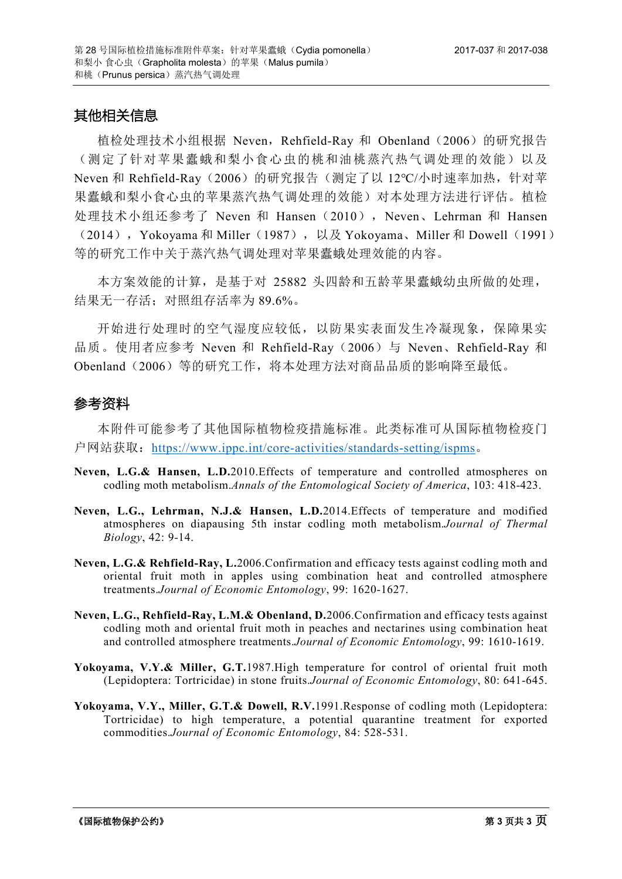## 其他相关信息

植检处理技术小组根据 Neven，Rehfield-Ray 和 Obenland（2006）的研究报告（测定了针对苹果蠹蛾和梨小食心虫的桃和油桃蒸汽热气调处理的效能）以及 Neven 和 Rehfield-Ray（2006）的研究报告（测定了以 12℃/小时速率加热，针对苹果蠹蛾和梨小食心虫的苹果蒸汽热气调处理的效能）对本处理方法进行评估。植检处理技术小组还参考了 Neven 和 Hansen（2010），Neven、Lehrman 和 Hansen（2014），Yokoyama 和 Miller（1987），以及 Yokoyama、Miller 和 Dowell（1991）等的研究工作中关于蒸汽热气调处理对苹果蠹蛾处理效能的内容。

本方案效能的计算，是基于对 25882 头四龄和五龄苹果蠹蛾幼虫所做的处理，结果无一存活；对照组存活率为 89.6%。

开始进行处理时的空气湿度应较低，以防果实表面发生冷凝现象，保障果实品质。使用者应参考 Neven 和 Rehfield-Ray（2006）与 Neven、Rehfield-Ray 和 Obenland（2006）等的研究工作，将本处理方法对商品品质的影响降至最低。

## 参考资料

本附件可能参考了其他国际植物检疫措施标准。此类标准可从国际植物检疫门户网站获取：https://www.ippc.int/core-activities/standards-setting/ispms。

**Neven, L.G.& Hansen, L.D.**2010.Effects of temperature and controlled atmospheres on codling moth metabolism.*Annals of the Entomological Society of America*, 103: 418-423.

**Neven, L.G., Lehrman, N.J.& Hansen, L.D.**2014.Effects of temperature and modified atmospheres on diapausing 5th instar codling moth metabolism.*Journal of Thermal Biology*, 42: 9-14.

**Neven, L.G.& Rehfield-Ray, L.**2006.Confirmation and efficacy tests against codling moth and oriental fruit moth in apples using combination heat and controlled atmosphere treatments.*Journal of Economic Entomology*, 99: 1620-1627.

**Neven, L.G., Rehfield-Ray, L.M.& Obenland, D.**2006.Confirmation and efficacy tests against codling moth and oriental fruit moth in peaches and nectarines using combination heat and controlled atmosphere treatments.*Journal of Economic Entomology*, 99: 1610-1619.

**Yokoyama, V.Y.& Miller, G.T.**1987.High temperature for control of oriental fruit moth (Lepidoptera: Tortricidae) in stone fruits.*Journal of Economic Entomology*, 80: 641-645.

**Yokoyama, V.Y., Miller, G.T.& Dowell, R.V.**1991.Response of codling moth (Lepidoptera: Tortricidae) to high temperature, a potential quarantine treatment for exported commodities.*Journal of Economic Entomology*, 84: 528-531.